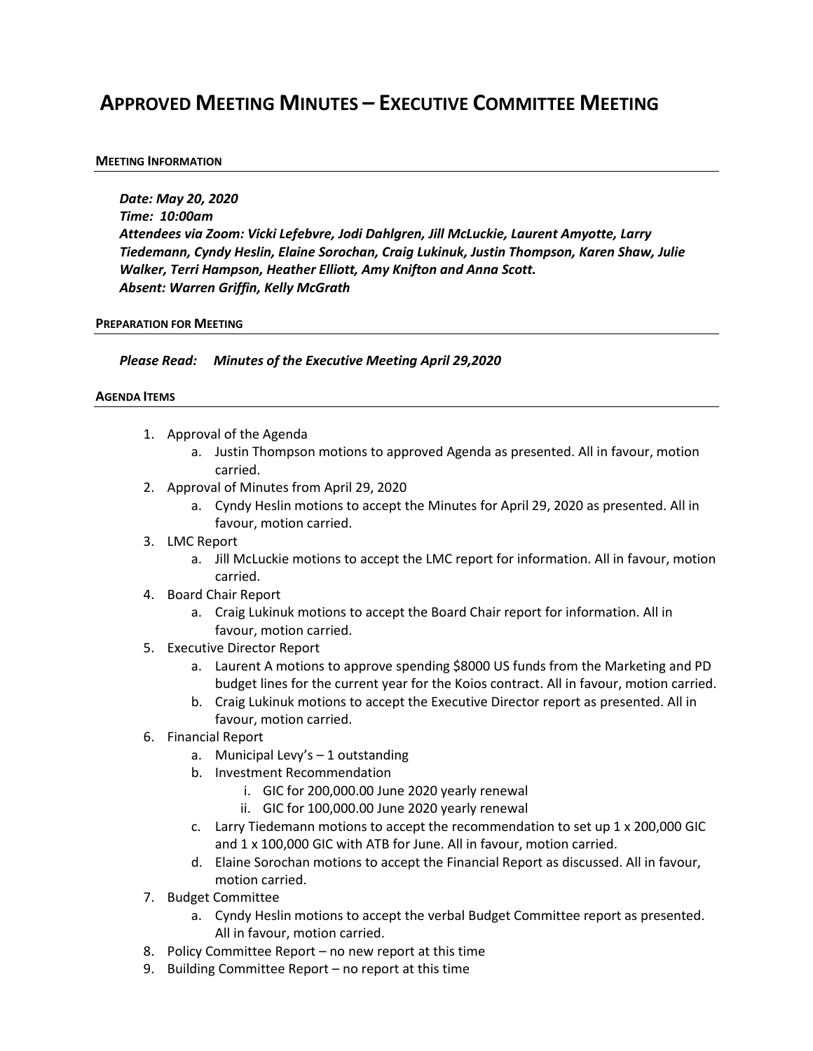# APPROVED MEETING MINUTES – EXECUTIVE COMMITTEE MEETING

**MEETING INFORMATION**

***Date: May 20, 2020***
***Time: 10:00am***
***Attendees via Zoom: Vicki Lefebvre, Jodi Dahlgren, Jill McLuckie, Laurent Amyotte, Larry Tiedemann, Cyndy Heslin, Elaine Sorochan, Craig Lukinuk, Justin Thompson, Karen Shaw, Julie Walker, Terri Hampson, Heather Elliott, Amy Knifton and Anna Scott.***
***Absent: Warren Griffin, Kelly McGrath***

**PREPARATION FOR MEETING**

***Please Read: Minutes of the Executive Meeting April 29,2020***

**AGENDA ITEMS**

1. Approval of the Agenda
   a. Justin Thompson motions to approved Agenda as presented. All in favour, motion carried.
2. Approval of Minutes from April 29, 2020
   a. Cyndy Heslin motions to accept the Minutes for April 29, 2020 as presented. All in favour, motion carried.
3. LMC Report
   a. Jill McLuckie motions to accept the LMC report for information. All in favour, motion carried.
4. Board Chair Report
   a. Craig Lukinuk motions to accept the Board Chair report for information. All in favour, motion carried.
5. Executive Director Report
   a. Laurent A motions to approve spending $8000 US funds from the Marketing and PD budget lines for the current year for the Koios contract. All in favour, motion carried.
   b. Craig Lukinuk motions to accept the Executive Director report as presented. All in favour, motion carried.
6. Financial Report
   a. Municipal Levy's – 1 outstanding
   b. Investment Recommendation
      i. GIC for 200,000.00 June 2020 yearly renewal
      ii. GIC for 100,000.00 June 2020 yearly renewal
   c. Larry Tiedemann motions to accept the recommendation to set up 1 x 200,000 GIC and 1 x 100,000 GIC with ATB for June. All in favour, motion carried.
   d. Elaine Sorochan motions to accept the Financial Report as discussed. All in favour, motion carried.
7. Budget Committee
   a. Cyndy Heslin motions to accept the verbal Budget Committee report as presented. All in favour, motion carried.
8. Policy Committee Report – no new report at this time
9. Building Committee Report – no report at this time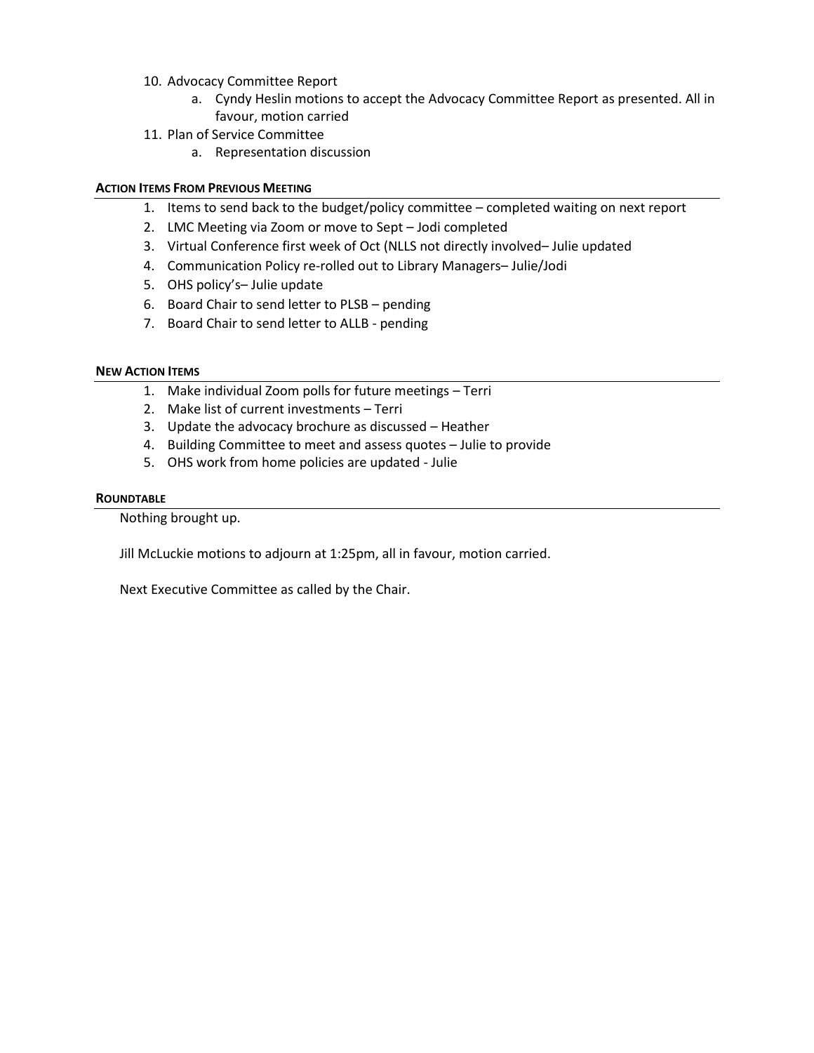10. Advocacy Committee Report
    a. Cyndy Heslin motions to accept the Advocacy Committee Report as presented. All in favour, motion carried
11. Plan of Service Committee
    a. Representation discussion

## Action Items From Previous Meeting

1. Items to send back to the budget/policy committee – completed waiting on next report
2. LMC Meeting via Zoom or move to Sept – Jodi completed
3. Virtual Conference first week of Oct (NLLS not directly involved– Julie updated
4. Communication Policy re-rolled out to Library Managers– Julie/Jodi
5. OHS policy's– Julie update
6. Board Chair to send letter to PLSB – pending
7. Board Chair to send letter to ALLB - pending

## New Action Items

1. Make individual Zoom polls for future meetings – Terri
2. Make list of current investments – Terri
3. Update the advocacy brochure as discussed – Heather
4. Building Committee to meet and assess quotes – Julie to provide
5. OHS work from home policies are updated - Julie

## Roundtable

Nothing brought up.

Jill McLuckie motions to adjourn at 1:25pm, all in favour, motion carried.

Next Executive Committee as called by the Chair.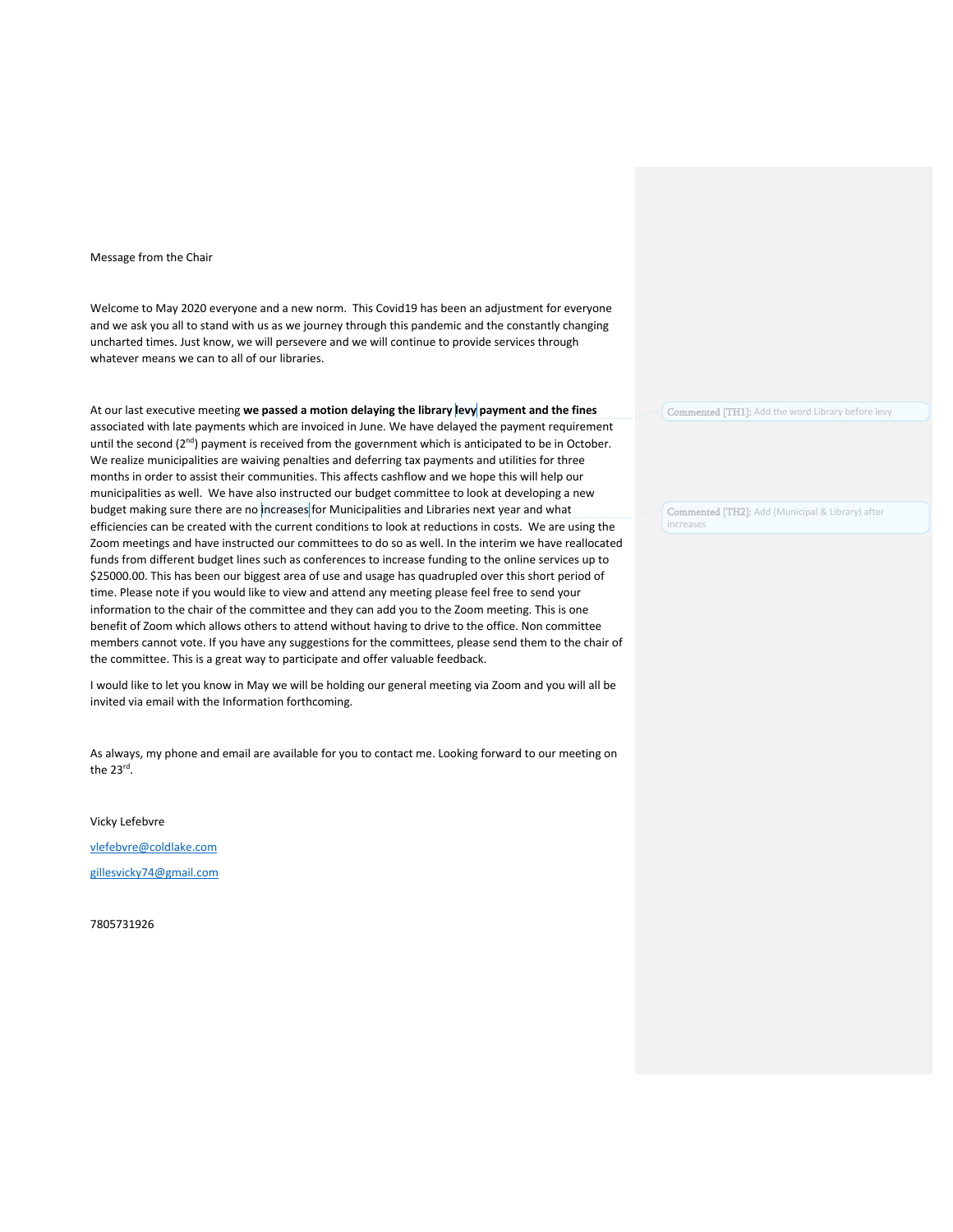Message from the Chair

Welcome to May 2020 everyone and a new norm. This Covid19 has been an adjustment for everyone and we ask you all to stand with us as we journey through this pandemic and the constantly changing uncharted times. Just know, we will persevere and we will continue to provide services through whatever means we can to all of our libraries.

At our last executive meeting **we passed a motion delaying the library levy payment and the fines** associated with late payments which are invoiced in June. We have delayed the payment requirement until the second (2nd) payment is received from the government which is anticipated to be in October. We realize municipalities are waiving penalties and deferring tax payments and utilities for three months in order to assist their communities. This affects cashflow and we hope this will help our municipalities as well. We have also instructed our budget committee to look at developing a new budget making sure there are no increases for Municipalities and Libraries next year and what efficiencies can be created with the current conditions to look at reductions in costs. We are using the Zoom meetings and have instructed our committees to do so as well. In the interim we have reallocated funds from different budget lines such as conferences to increase funding to the online services up to $25000.00. This has been our biggest area of use and usage has quadrupled over this short period of time. Please note if you would like to view and attend any meeting please feel free to send your information to the chair of the committee and they can add you to the Zoom meeting. This is one benefit of Zoom which allows others to attend without having to drive to the office. Non committee members cannot vote. If you have any suggestions for the committees, please send them to the chair of the committee. This is a great way to participate and offer valuable feedback.

Commented [TH1]: Add the word Library before levy

Commented [TH2]: Add (Municipal & Library) after increases

I would like to let you know in May we will be holding our general meeting via Zoom and you will all be invited via email with the Information forthcoming.

As always, my phone and email are available for you to contact me. Looking forward to our meeting on the 23rd.

Vicky Lefebvre

vlefebvre@coldlake.com

gillesvicky74@gmail.com

7805731926